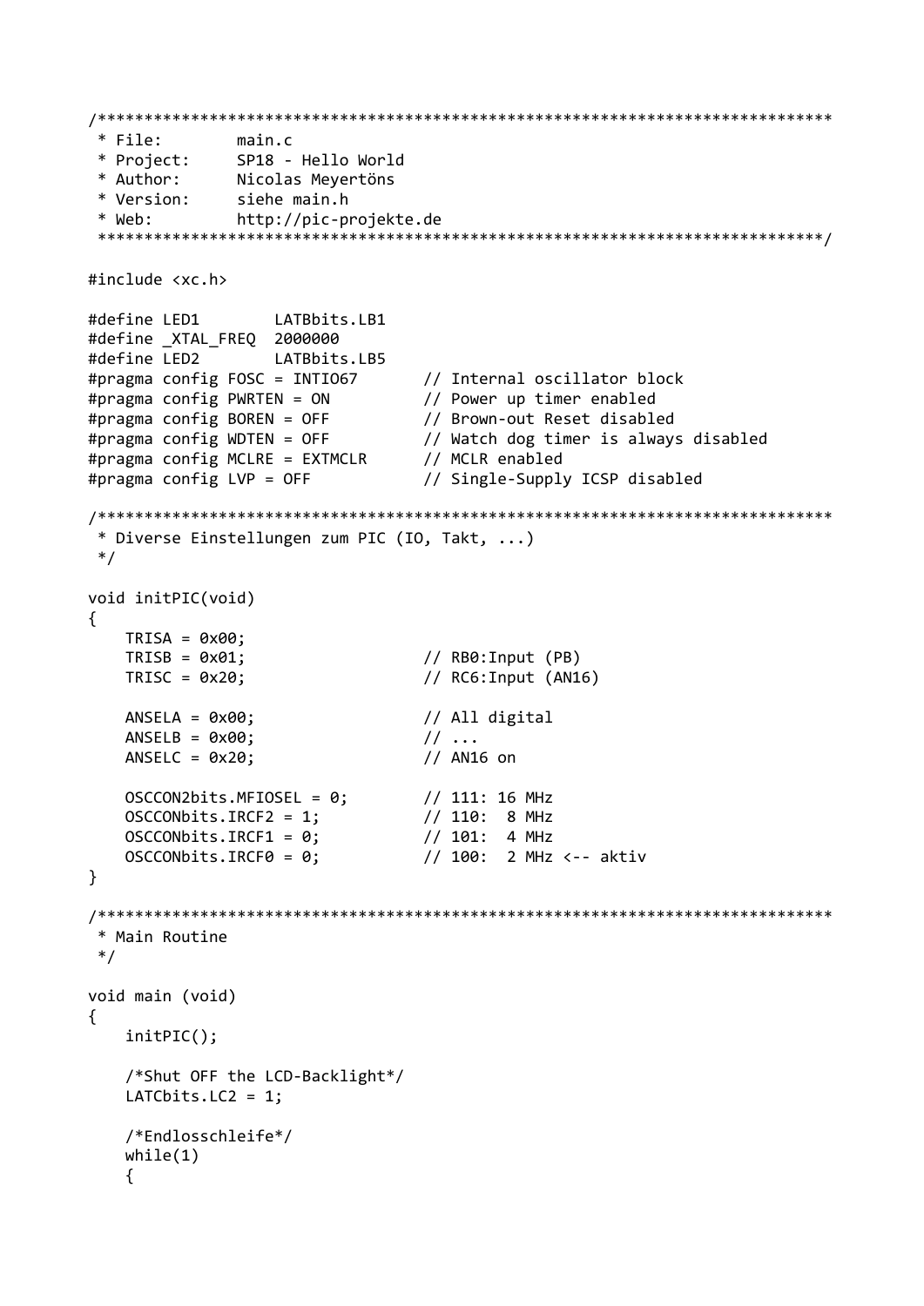```c
/******************************************************************************
 * File:       main.c
 * Project:    SP18 - Hello World
 * Author:     Nicolas Meyertöns
 * Version:    siehe main.h
 * Web:        http://pic-projekte.de
 ******************************************************************************/

#include <xc.h>

#define LED1        LATBbits.LB1
#define _XTAL_FREQ  2000000
#define LED2        LATBbits.LB5
#pragma config FOSC = INTIO67       // Internal oscillator block
#pragma config PWRTEN = ON          // Power up timer enabled
#pragma config BOREN = OFF          // Brown-out Reset disabled
#pragma config WDTEN = OFF          // Watch dog timer is always disabled
#pragma config MCLRE = EXTMCLR      // MCLR enabled
#pragma config LVP = OFF            // Single-Supply ICSP disabled

/******************************************************************************
 * Diverse Einstellungen zum PIC (IO, Takt, ...)
 */

void initPIC(void)
{
    TRISA = 0x00;
    TRISB = 0x01;                   // RB0:Input (PB)
    TRISC = 0x20;                   // RC6:Input (AN16)

    ANSELA = 0x00;                  // All digital
    ANSELB = 0x00;                  // ...
    ANSELC = 0x20;                  // AN16 on

    OSCCON2bits.MFIOSEL = 0;        // 111: 16 MHz
    OSCCONbits.IRCF2 = 1;           // 110:  8 MHz
    OSCCONbits.IRCF1 = 0;           // 101:  4 MHz
    OSCCONbits.IRCF0 = 0;           // 100:  2 MHz <-- aktiv
}

/******************************************************************************
 * Main Routine
 */

void main (void)
{
    initPIC();

    /*Shut OFF the LCD-Backlight*/
    LATCbits.LC2 = 1;

    /*Endlosschleife*/
    while(1)
    {
```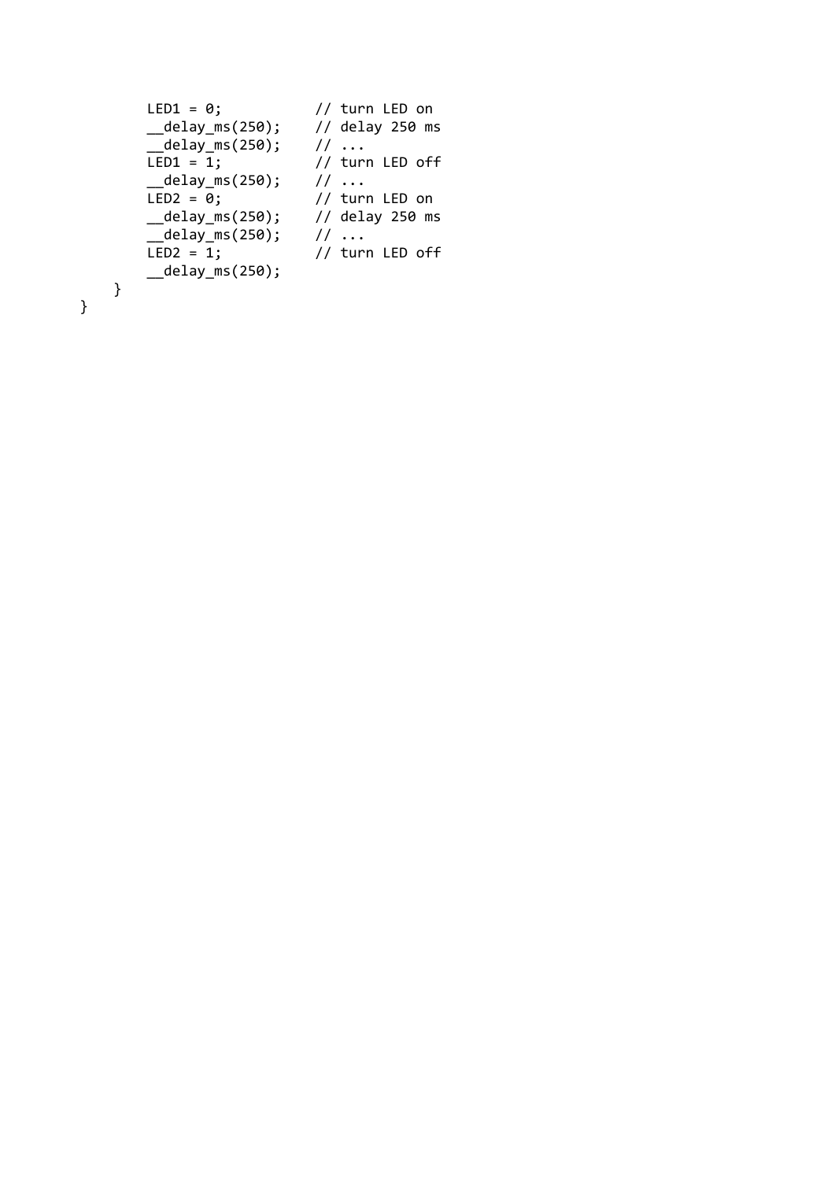```
        LED1 = 0;           // turn LED on
        __delay_ms(250);    // delay 250 ms
        __delay_ms(250);    // ...
        LED1 = 1;           // turn LED off
        __delay_ms(250);    // ...
        LED2 = 0;           // turn LED on
        __delay_ms(250);    // delay 250 ms
        __delay_ms(250);    // ...
        LED2 = 1;           // turn LED off
        __delay_ms(250);
    }
}
```